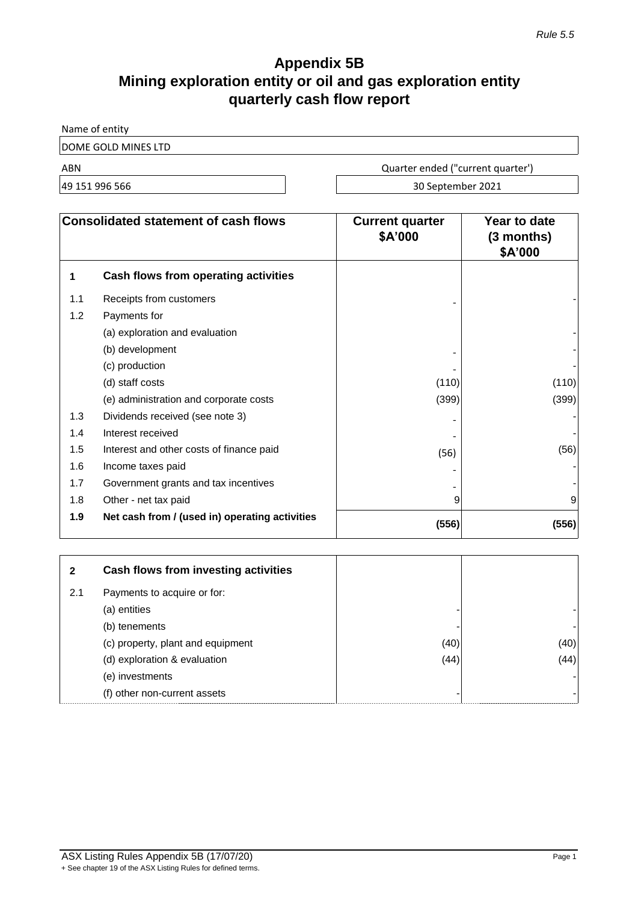*Rule 5.5*

# Appendix 5B
# Mining exploration entity or oil and gas exploration entity quarterly cash flow report

| Name of entity | |
|---|---|
| DOME GOLD MINES LTD | |
| **ABN** | **Quarter ended ("current quarter')** |
| 49 151 996 566 | 30 September 2021 |

| | Consolidated statement of cash flows | Current quarter $A'000 | Year to date (3 months) $A'000 |
|---|---|---|---|
| **1** | **Cash flows from operating activities** | | |
| 1.1 | Receipts from customers | - | - |
| 1.2 | Payments for | | |
| | (a) exploration and evaluation | | - |
| | (b) development | - | - |
| | (c) production | - | - |
| | (d) staff costs | (110) | (110) |
| | (e) administration and corporate costs | (399) | (399) |
| 1.3 | Dividends received (see note 3) | - | - |
| 1.4 | Interest received | - | - |
| 1.5 | Interest and other costs of finance paid | (56) | (56) |
| 1.6 | Income taxes paid | - | - |
| 1.7 | Government grants and tax incentives | - | - |
| 1.8 | Other - net tax paid | 9 | 9 |
| **1.9** | **Net cash from / (used in) operating activities** | **(556)** | **(556)** |

| | | | |
|---|---|---|---|
| **2** | **Cash flows from investing activities** | | |
| 2.1 | Payments to acquire or for: | | |
| | (a) entities | - | - |
| | (b) tenements | - | - |
| | (c) property, plant and equipment | (40) | (40) |
| | (d) exploration & evaluation | (44) | (44) |
| | (e) investments | | - |
| | (f) other non-current assets | - | - |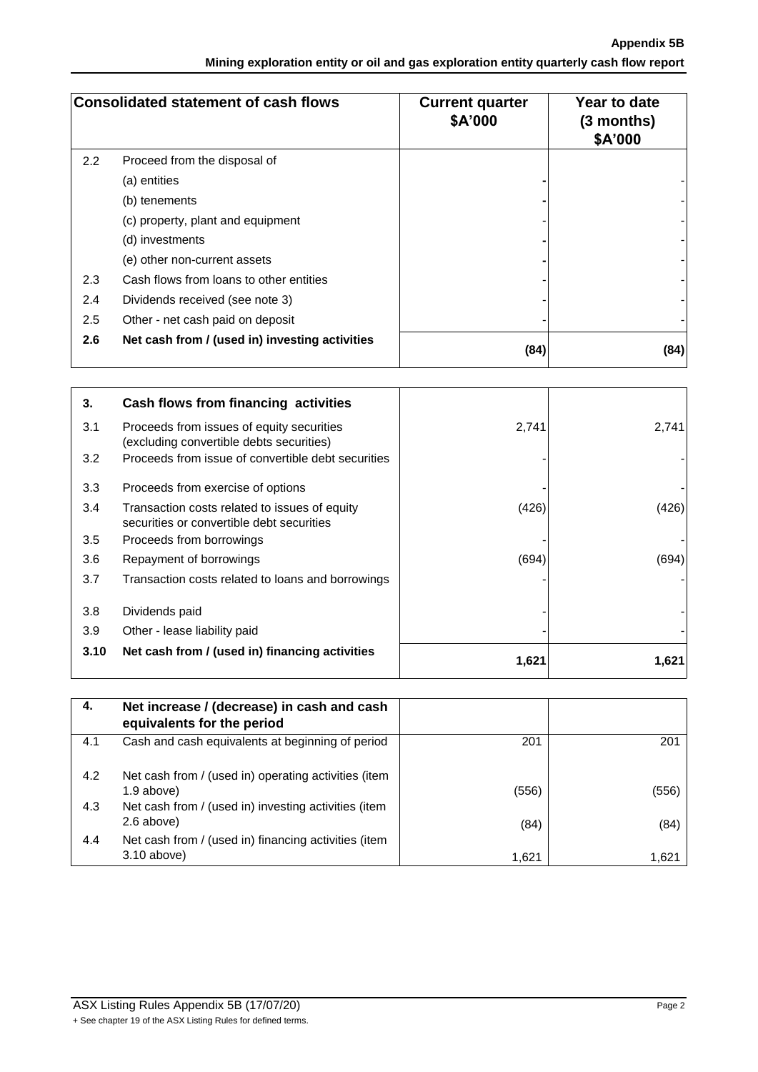| | Consolidated statement of cash flows | Current quarter $A'000 | Year to date (3 months) $A'000 |
|---|---|---|---|
| 2.2 | Proceed from the disposal of | | |
| | (a) entities | - | - |
| | (b) tenements | - | - |
| | (c) property, plant and equipment | - | - |
| | (d) investments | - | - |
| | (e) other non-current assets | - | - |
| 2.3 | Cash flows from loans to other entities | - | - |
| 2.4 | Dividends received (see note 3) | - | - |
| 2.5 | Other - net cash paid on deposit | - | - |
| **2.6** | **Net cash from / (used in) investing activities** | **(84)** | **(84)** |

| | | | |
|---|---|---|---|
| **3.** | **Cash flows from financing activities** | | |
| 3.1 | Proceeds from issues of equity securities (excluding convertible debts securities) | 2,741 | 2,741 |
| 3.2 | Proceeds from issue of convertible debt securities | - | - |
| 3.3 | Proceeds from exercise of options | - | - |
| 3.4 | Transaction costs related to issues of equity securities or convertible debt securities | (426) | (426) |
| 3.5 | Proceeds from borrowings | - | - |
| 3.6 | Repayment of borrowings | (694) | (694) |
| 3.7 | Transaction costs related to loans and borrowings | - | - |
| 3.8 | Dividends paid | - | - |
| 3.9 | Other - lease liability paid | - | - |
| **3.10** | **Net cash from / (used in) financing activities** | **1,621** | **1,621** |

| | | | |
|---|---|---|---|
| **4.** | **Net increase / (decrease) in cash and cash equivalents for the period** | | |
| 4.1 | Cash and cash equivalents at beginning of period | 201 | 201 |
| 4.2 | Net cash from / (used in) operating activities (item 1.9 above) | (556) | (556) |
| 4.3 | Net cash from / (used in) investing activities (item 2.6 above) | (84) | (84) |
| 4.4 | Net cash from / (used in) financing activities (item 3.10 above) | 1,621 | 1,621 |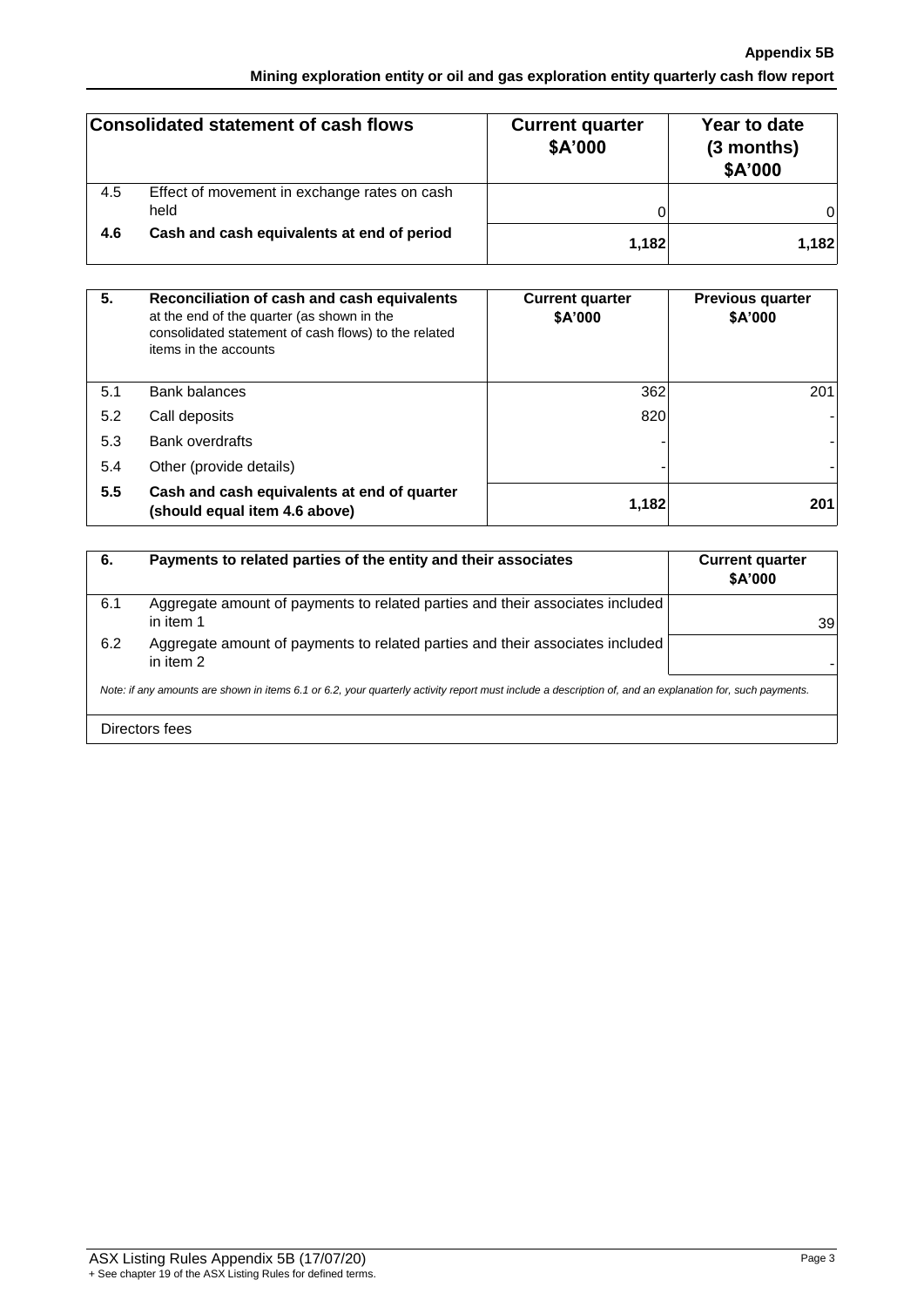| Consolidated statement of cash flows | | Current quarter $A'000 | Year to date (3 months) $A'000 |
|---|---|---|---|
| 4.5 | Effect of movement in exchange rates on cash held | 0 | 0 |
| **4.6** | **Cash and cash equivalents at end of period** | **1,182** | **1,182** |

| **5.** | **Reconciliation of cash and cash equivalents** at the end of the quarter (as shown in the consolidated statement of cash flows) to the related items in the accounts | **Current quarter $A'000** | **Previous quarter $A'000** |
|---|---|---|---|
| 5.1 | Bank balances | 362 | 201 |
| 5.2 | Call deposits | 820 | - |
| 5.3 | Bank overdrafts | - | - |
| 5.4 | Other (provide details) | - | - |
| **5.5** | **Cash and cash equivalents at end of quarter (should equal item 4.6 above)** | **1,182** | **201** |

| **6.** | **Payments to related parties of the entity and their associates** | **Current quarter $A'000** |
|---|---|---|
| 6.1 | Aggregate amount of payments to related parties and their associates included in item 1 | 39 |
| 6.2 | Aggregate amount of payments to related parties and their associates included in item 2 | - |

*Note: if any amounts are shown in items 6.1 or 6.2, your quarterly activity report must include a description of, and an explanation for, such payments.*

Directors fees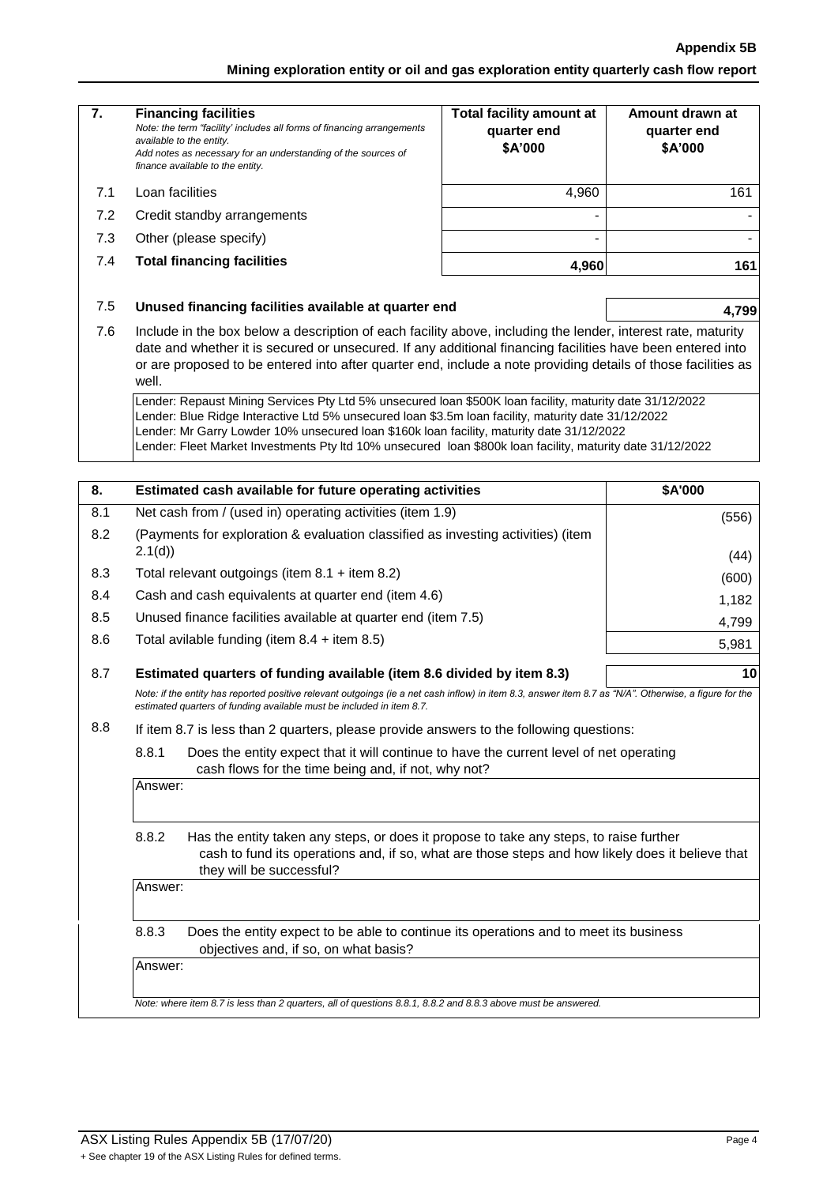| 7. | **Financing facilities**<br>*Note: the term "facility' includes all forms of financing arrangements available to the entity.*<br>*Add notes as necessary for an understanding of the sources of finance available to the entity.* | **Total facility amount at quarter end \$A'000** | **Amount drawn at quarter end \$A'000** |
|---|---|---|---|
| 7.1 | Loan facilities | 4,960 | 161 |
| 7.2 | Credit standby arrangements | - | - |
| 7.3 | Other (please specify) | - | - |
| 7.4 | **Total financing facilities** | **4,960** | **161** |

| | | |
|---|---|---|
| 7.5 | **Unused financing facilities available at quarter end** | **4,799** |

7.6 Include in the box below a description of each facility above, including the lender, interest rate, maturity date and whether it is secured or unsecured. If any additional financing facilities have been entered into or are proposed to be entered into after quarter end, include a note providing details of those facilities as well.

Lender: Repaust Mining Services Pty Ltd 5% unsecured loan $500K loan facility, maturity date 31/12/2022
Lender: Blue Ridge Interactive Ltd 5% unsecured loan $3.5m loan facility, maturity date 31/12/2022
Lender: Mr Garry Lowder 10% unsecured loan $160k loan facility, maturity date 31/12/2022
Lender: Fleet Market Investments Pty ltd 10% unsecured loan $800k loan facility, maturity date 31/12/2022

| 8. | **Estimated cash available for future operating activities** | **\$A'000** |
|---|---|---|
| 8.1 | Net cash from / (used in) operating activities (item 1.9) | (556) |
| 8.2 | (Payments for exploration & evaluation classified as investing activities) (item 2.1(d)) | (44) |
| 8.3 | Total relevant outgoings (item 8.1 + item 8.2) | (600) |
| 8.4 | Cash and cash equivalents at quarter end (item 4.6) | 1,182 |
| 8.5 | Unused finance facilities available at quarter end (item 7.5) | 4,799 |
| 8.6 | Total avilable funding (item 8.4 + item 8.5) | 5,981 |
| 8.7 | **Estimated quarters of funding available (item 8.6 divided by item 8.3)** | **10** |

*Note: if the entity has reported positive relevant outgoings (ie a net cash inflow) in item 8.3, answer item 8.7 as "N/A". Otherwise, a figure for the estimated quarters of funding available must be included in item 8.7.*

8.8 If item 8.7 is less than 2 quarters, please provide answers to the following questions:

8.8.1 Does the entity expect that it will continue to have the current level of net operating cash flows for the time being and, if not, why not?

Answer:

8.8.2 Has the entity taken any steps, or does it propose to take any steps, to raise further cash to fund its operations and, if so, what are those steps and how likely does it believe that they will be successful?

Answer:

8.8.3 Does the entity expect to be able to continue its operations and to meet its business objectives and, if so, on what basis?

Answer:

*Note: where item 8.7 is less than 2 quarters, all of questions 8.8.1, 8.8.2 and 8.8.3 above must be answered.*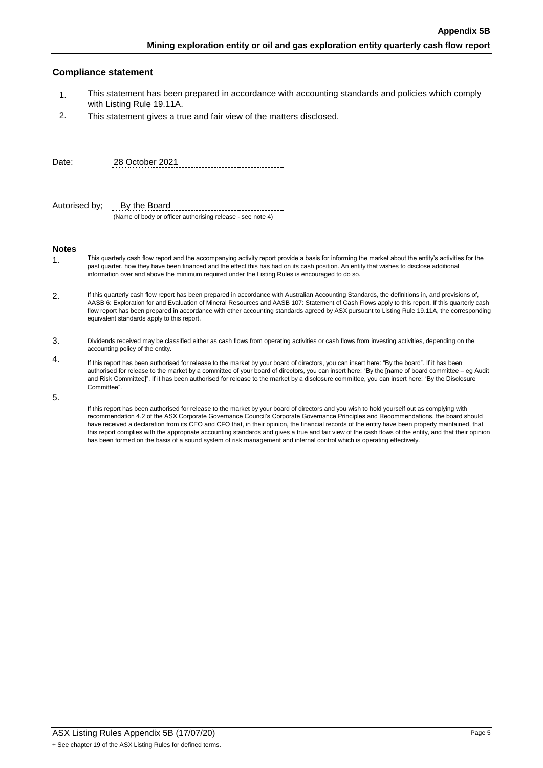## Compliance statement

1. This statement has been prepared in accordance with accounting standards and policies which comply with Listing Rule 19.11A.
2. This statement gives a true and fair view of the matters disclosed.

Date: 28 October 2021

Autorised by; By the Board

(Name of body or officer authorising release - see note 4)

### Notes

1. This quarterly cash flow report and the accompanying activity report provide a basis for informing the market about the entity's activities for the past quarter, how they have been financed and the effect this has had on its cash position. An entity that wishes to disclose additional information over and above the minimum required under the Listing Rules is encouraged to do so.
2. If this quarterly cash flow report has been prepared in accordance with Australian Accounting Standards, the definitions in, and provisions of, AASB 6: Exploration for and Evaluation of Mineral Resources and AASB 107: Statement of Cash Flows apply to this report. If this quarterly cash flow report has been prepared in accordance with other accounting standards agreed by ASX pursuant to Listing Rule 19.11A, the corresponding equivalent standards apply to this report.
3. Dividends received may be classified either as cash flows from operating activities or cash flows from investing activities, depending on the accounting policy of the entity.
4. If this report has been authorised for release to the market by your board of directors, you can insert here: "By the board". If it has been authorised for release to the market by a committee of your board of directors, you can insert here: "By the [name of board committee – eg Audit and Risk Committee]". If it has been authorised for release to the market by a disclosure committee, you can insert here: "By the Disclosure Committee".
5. If this report has been authorised for release to the market by your board of directors and you wish to hold yourself out as complying with recommendation 4.2 of the ASX Corporate Governance Council's Corporate Governance Principles and Recommendations, the board should have received a declaration from its CEO and CFO that, in their opinion, the financial records of the entity have been properly maintained, that this report complies with the appropriate accounting standards and gives a true and fair view of the cash flows of the entity, and that their opinion has been formed on the basis of a sound system of risk management and internal control which is operating effectively.